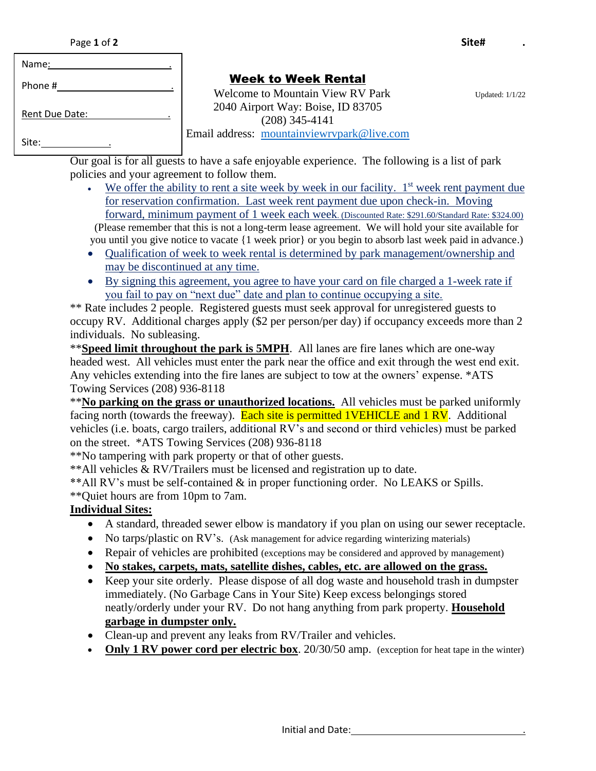Site# .

Name: .

Phone # .

Rent Due Date: .

Site: .

# Week to Week Rental

Welcome to Mountain View RV Park
2040 Airport Way: Boise, ID 83705
(208) 345-4141
Email address: mountainviewrvpark@live.com

Updated: 1/1/22

Our goal is for all guests to have a safe enjoyable experience. The following is a list of park policies and your agreement to follow them.

- We offer the ability to rent a site week by week in our facility. 1st week rent payment due for reservation confirmation. Last week rent payment due upon check-in. Moving forward, minimum payment of 1 week each week. (Discounted Rate: $291.60/Standard Rate: $324.00)

  (Please remember that this is not a long-term lease agreement. We will hold your site available for you until you give notice to vacate {1 week prior} or you begin to absorb last week paid in advance.)
- Qualification of week to week rental is determined by park management/ownership and may be discontinued at any time.
- By signing this agreement, you agree to have your card on file charged a 1-week rate if you fail to pay on "next due" date and plan to continue occupying a site.

** Rate includes 2 people. Registered guests must seek approval for unregistered guests to occupy RV. Additional charges apply ($2 per person/per day) if occupancy exceeds more than 2 individuals. No subleasing.

****Speed limit throughout the park is 5MPH**. All lanes are fire lanes which are one-way headed west. All vehicles must enter the park near the office and exit through the west end exit. Any vehicles extending into the fire lanes are subject to tow at the owners' expense. *ATS Towing Services (208) 936-8118

****No parking on the grass or unauthorized locations.** All vehicles must be parked uniformly facing north (towards the freeway). Each site is permitted 1VEHICLE and 1 RV. Additional vehicles (i.e. boats, cargo trailers, additional RV's and second or third vehicles) must be parked on the street. *ATS Towing Services (208) 936-8118

**No tampering with park property or that of other guests.

**All vehicles & RV/Trailers must be licensed and registration up to date.

**All RV's must be self-contained & in proper functioning order. No LEAKS or Spills.

**Quiet hours are from 10pm to 7am.

**Individual Sites:**

- A standard, threaded sewer elbow is mandatory if you plan on using our sewer receptacle.
- No tarps/plastic on RV's. (Ask management for advice regarding winterizing materials)
- Repair of vehicles are prohibited (exceptions may be considered and approved by management)
- **No stakes, carpets, mats, satellite dishes, cables, etc. are allowed on the grass.**
- Keep your site orderly. Please dispose of all dog waste and household trash in dumpster immediately. (No Garbage Cans in Your Site) Keep excess belongings stored neatly/orderly under your RV. Do not hang anything from park property. **Household garbage in dumpster only.**
- Clean-up and prevent any leaks from RV/Trailer and vehicles.
- **Only 1 RV power cord per electric box**. 20/30/50 amp. (exception for heat tape in the winter)

Initial and Date: .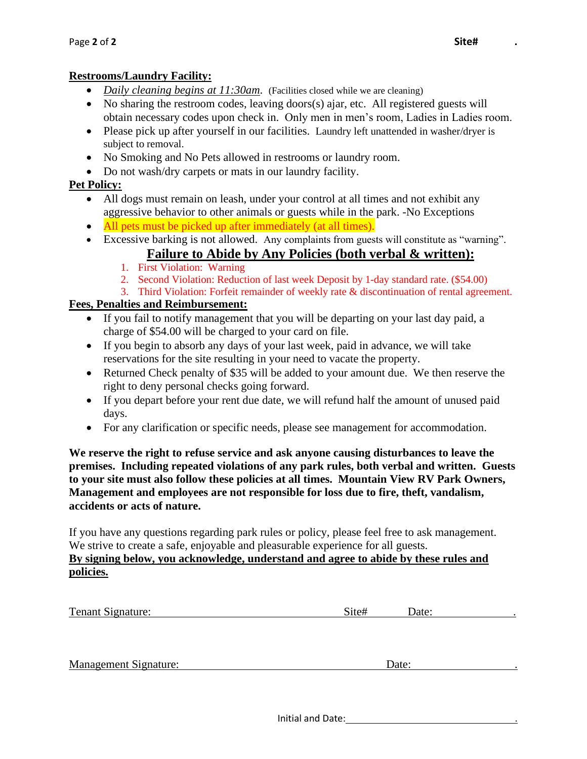**Restrooms/Laundry Facility:**

- *Daily cleaning begins at 11:30am.* (Facilities closed while we are cleaning)
- No sharing the restroom codes, leaving doors(s) ajar, etc. All registered guests will obtain necessary codes upon check in. Only men in men's room, Ladies in Ladies room.
- Please pick up after yourself in our facilities. Laundry left unattended in washer/dryer is subject to removal.
- No Smoking and No Pets allowed in restrooms or laundry room.
- Do not wash/dry carpets or mats in our laundry facility.

**Pet Policy:**

- All dogs must remain on leash, under your control at all times and not exhibit any aggressive behavior to other animals or guests while in the park. -No Exceptions
- All pets must be picked up after immediately (at all times).
- Excessive barking is not allowed. Any complaints from guests will constitute as "warning".

## Failure to Abide by Any Policies (both verbal & written):

1. First Violation: Warning
2. Second Violation: Reduction of last week Deposit by 1-day standard rate. ($54.00)
3. Third Violation: Forfeit remainder of weekly rate & discontinuation of rental agreement.

**Fees, Penalties and Reimbursement:**

- If you fail to notify management that you will be departing on your last day paid, a charge of $54.00 will be charged to your card on file.
- If you begin to absorb any days of your last week, paid in advance, we will take reservations for the site resulting in your need to vacate the property.
- Returned Check penalty of $35 will be added to your amount due. We then reserve the right to deny personal checks going forward.
- If you depart before your rent due date, we will refund half the amount of unused paid days.
- For any clarification or specific needs, please see management for accommodation.

**We reserve the right to refuse service and ask anyone causing disturbances to leave the premises. Including repeated violations of any park rules, both verbal and written. Guests to your site must also follow these policies at all times. Mountain View RV Park Owners, Management and employees are not responsible for loss due to fire, theft, vandalism, accidents or acts of nature.**

If you have any questions regarding park rules or policy, please feel free to ask management. We strive to create a safe, enjoyable and pleasurable experience for all guests.

**By signing below, you acknowledge, understand and agree to abide by these rules and policies.**

Tenant Signature: ______________________________ Site# ______ Date: ______________

Management Signature: ______________________________ Date: ______________

Initial and Date: ______________________________